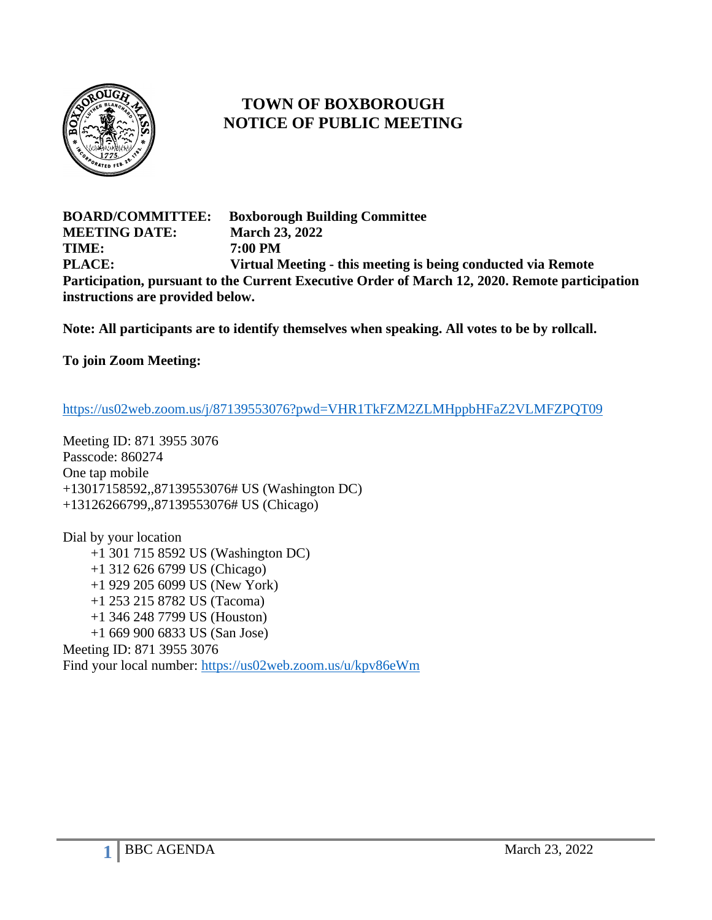# TOWN OF BOXBOROUGH
# NOTICE OF PUBLIC MEETING

**BOARD/COMMITTEE:** **Boxborough Building Committee**
**MEETING DATE:** **March 23, 2022**
**TIME:** **7:00 PM**
**PLACE:** **Virtual Meeting - this meeting is being conducted via Remote Participation, pursuant to the Current Executive Order of March 12, 2020. Remote participation instructions are provided below.**

**Note: All participants are to identify themselves when speaking. All votes to be by rollcall.**

**To join Zoom Meeting:**

https://us02web.zoom.us/j/87139553076?pwd=VHR1TkFZM2ZLMHppbHFaZ2VLMFZPQT09

Meeting ID: 871 3955 3076
Passcode: 860274
One tap mobile
+13017158592,,87139553076# US (Washington DC)
+13126266799,,87139553076# US (Chicago)

Dial by your location
+1 301 715 8592 US (Washington DC)
+1 312 626 6799 US (Chicago)
+1 929 205 6099 US (New York)
+1 253 215 8782 US (Tacoma)
+1 346 248 7799 US (Houston)
+1 669 900 6833 US (San Jose)
Meeting ID: 871 3955 3076
Find your local number: https://us02web.zoom.us/u/kpv86eWm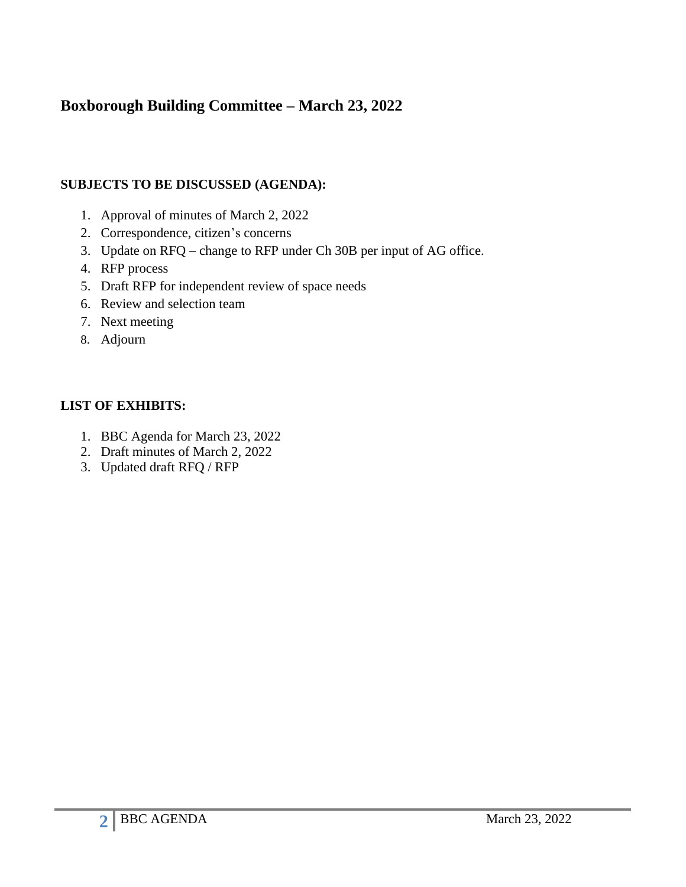## Boxborough Building Committee – March 23, 2022

**SUBJECTS TO BE DISCUSSED (AGENDA):**

1. Approval of minutes of March 2, 2022
2. Correspondence, citizen's concerns
3. Update on RFQ – change to RFP under Ch 30B per input of AG office.
4. RFP process
5. Draft RFP for independent review of space needs
6. Review and selection team
7. Next meeting
8. Adjourn

**LIST OF EXHIBITS:**

1. BBC Agenda for March 23, 2022
2. Draft minutes of March 2, 2022
3. Updated draft RFQ / RFP